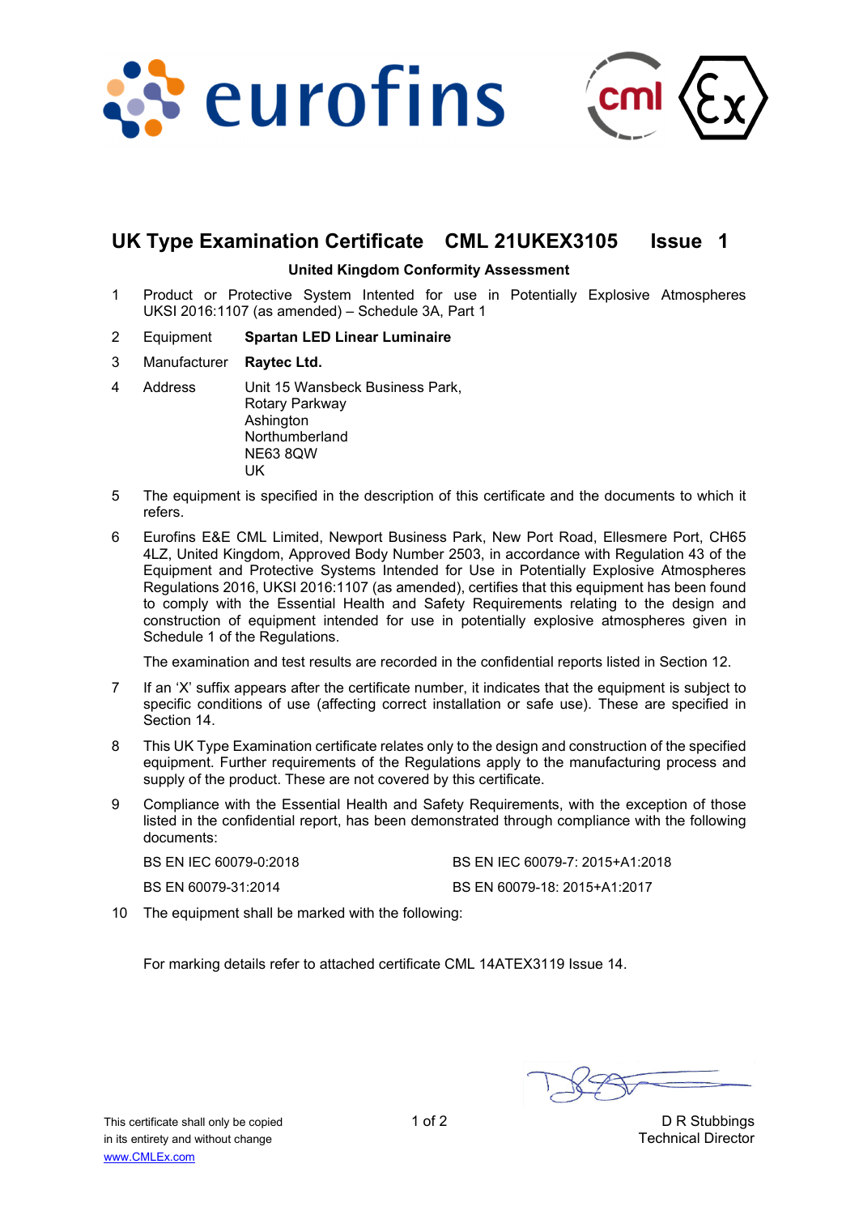# UK Type Examination Certificate CML 21UKEX3105 Issue 1

**United Kingdom Conformity Assessment**

1. Product or Protective System Intented for use in Potentially Explosive Atmospheres UKSI 2016:1107 (as amended) – Schedule 3A, Part 1

2. Equipment **Spartan LED Linear Luminaire**

3. Manufacturer **Raytec Ltd.**

4. Address Unit 15 Wansbeck Business Park,
   Rotary Parkway
   Ashington
   Northumberland
   NE63 8QW
   UK

5. The equipment is specified in the description of this certificate and the documents to which it refers.

6. Eurofins E&E CML Limited, Newport Business Park, New Port Road, Ellesmere Port, CH65 4LZ, United Kingdom, Approved Body Number 2503, in accordance with Regulation 43 of the Equipment and Protective Systems Intended for Use in Potentially Explosive Atmospheres Regulations 2016, UKSI 2016:1107 (as amended), certifies that this equipment has been found to comply with the Essential Health and Safety Requirements relating to the design and construction of equipment intended for use in potentially explosive atmospheres given in Schedule 1 of the Regulations.

   The examination and test results are recorded in the confidential reports listed in Section 12.

7. If an 'X' suffix appears after the certificate number, it indicates that the equipment is subject to specific conditions of use (affecting correct installation or safe use). These are specified in Section 14.

8. This UK Type Examination certificate relates only to the design and construction of the specified equipment. Further requirements of the Regulations apply to the manufacturing process and supply of the product. These are not covered by this certificate.

9. Compliance with the Essential Health and Safety Requirements, with the exception of those listed in the confidential report, has been demonstrated through compliance with the following documents:

   BS EN IEC 60079-0:2018
   BS EN IEC 60079-7: 2015+A1:2018
   BS EN 60079-31:2014
   BS EN 60079-18: 2015+A1:2017

10. The equipment shall be marked with the following:

    For marking details refer to attached certificate CML 14ATEX3119 Issue 14.

D R Stubbings
Technical Director

This certificate shall only be copied in its entirety and without change
www.CMLEx.com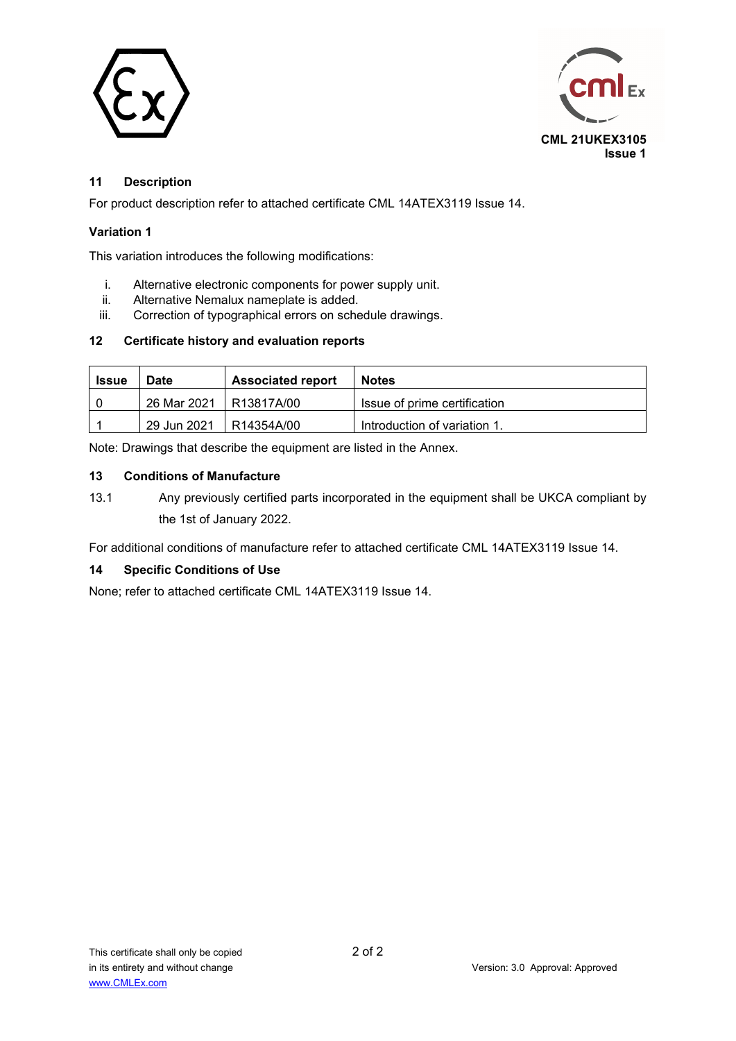CML 21UKEX3105
Issue 1

## 11 Description

For product description refer to attached certificate CML 14ATEX3119 Issue 14.

### Variation 1

This variation introduces the following modifications:

i. Alternative electronic components for power supply unit.
ii. Alternative Nemalux nameplate is added.
iii. Correction of typographical errors on schedule drawings.

## 12 Certificate history and evaluation reports

| Issue | Date | Associated report | Notes |
|---|---|---|---|
| 0 | 26 Mar 2021 | R13817A/00 | Issue of prime certification |
| 1 | 29 Jun 2021 | R14354A/00 | Introduction of variation 1. |

Note: Drawings that describe the equipment are listed in the Annex.

## 13 Conditions of Manufacture

13.1 Any previously certified parts incorporated in the equipment shall be UKCA compliant by the 1st of January 2022.

For additional conditions of manufacture refer to attached certificate CML 14ATEX3119 Issue 14.

## 14 Specific Conditions of Use

None; refer to attached certificate CML 14ATEX3119 Issue 14.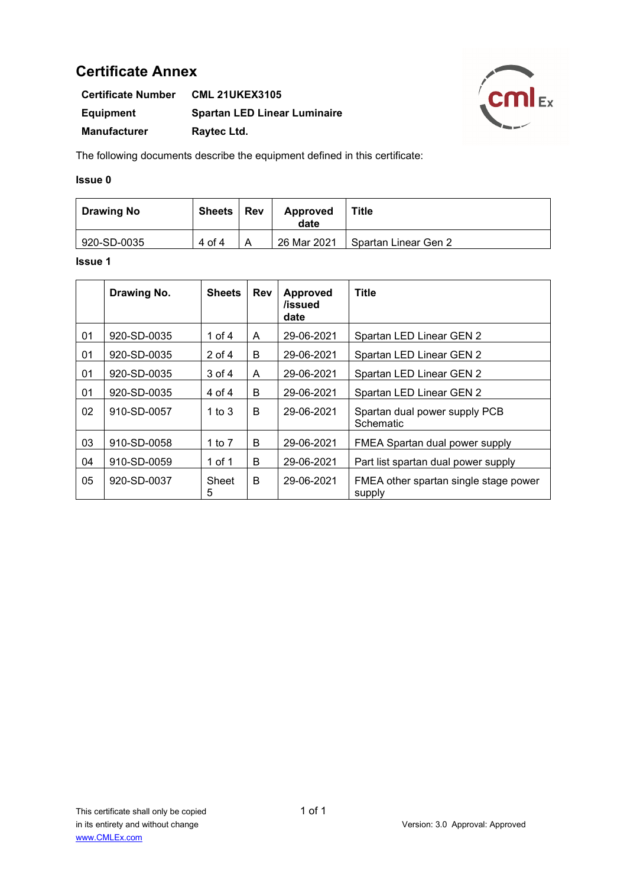# Certificate Annex

| | |
|---|---|
| **Certificate Number** | **CML 21UKEX3105** |
| **Equipment** | **Spartan LED Linear Luminaire** |
| **Manufacturer** | **Raytec Ltd.** |

The following documents describe the equipment defined in this certificate:

**Issue 0**

| Drawing No | Sheets | Rev | Approved date | Title |
|---|---|---|---|---|
| 920-SD-0035 | 4 of 4 | A | 26 Mar 2021 | Spartan Linear Gen 2 |

**Issue 1**

| | Drawing No. | Sheets | Rev | Approved /issued date | Title |
|---|---|---|---|---|---|
| 01 | 920-SD-0035 | 1 of 4 | A | 29-06-2021 | Spartan LED Linear GEN 2 |
| 01 | 920-SD-0035 | 2 of 4 | B | 29-06-2021 | Spartan LED Linear GEN 2 |
| 01 | 920-SD-0035 | 3 of 4 | A | 29-06-2021 | Spartan LED Linear GEN 2 |
| 01 | 920-SD-0035 | 4 of 4 | B | 29-06-2021 | Spartan LED Linear GEN 2 |
| 02 | 910-SD-0057 | 1 to 3 | B | 29-06-2021 | Spartan dual power supply PCB Schematic |
| 03 | 910-SD-0058 | 1 to 7 | B | 29-06-2021 | FMEA Spartan dual power supply |
| 04 | 910-SD-0059 | 1 of 1 | B | 29-06-2021 | Part list spartan dual power supply |
| 05 | 920-SD-0037 | Sheet 5 | B | 29-06-2021 | FMEA other spartan single stage power supply |

This certificate shall only be copied in its entirety and without change
www.CMLEx.com

Version: 3.0 Approval: Approved